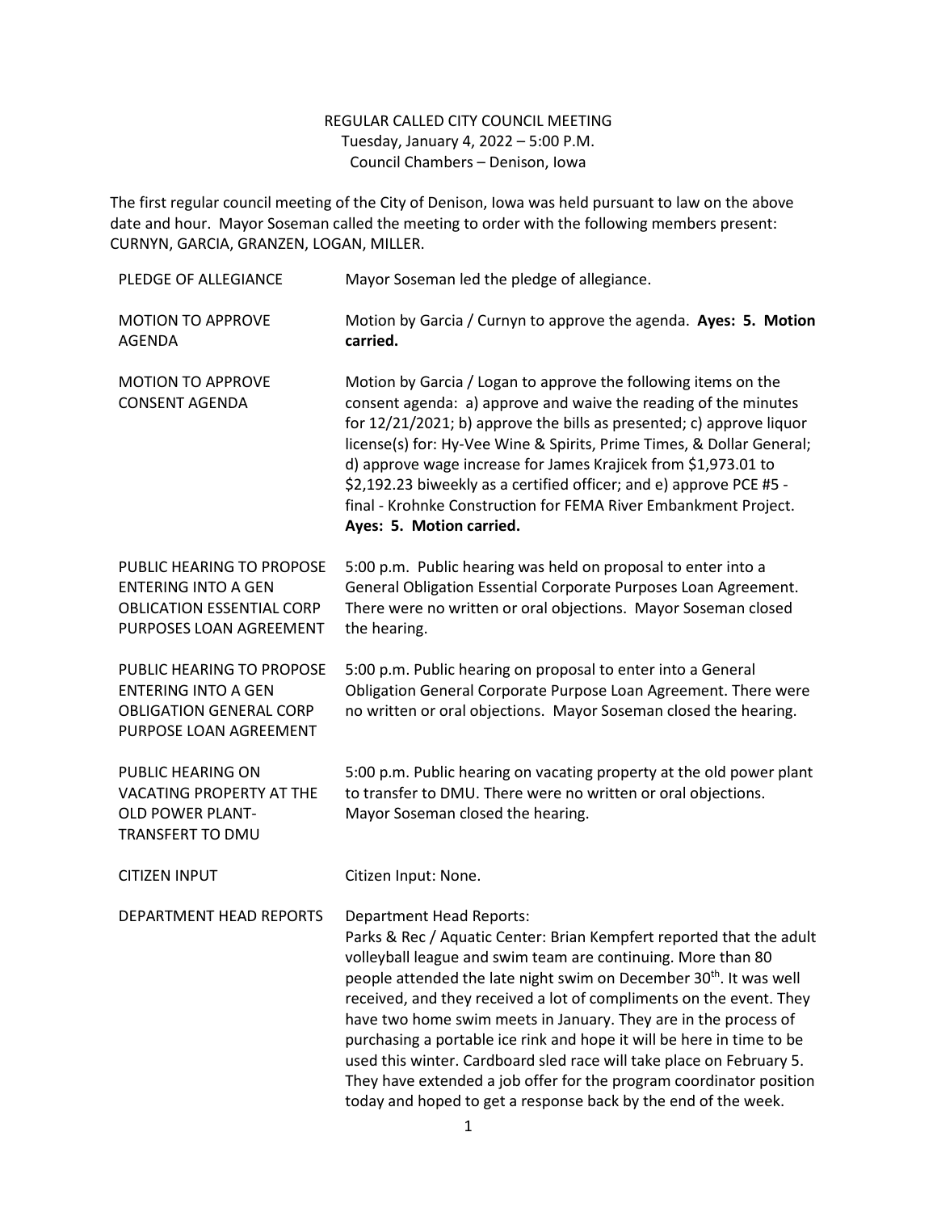REGULAR CALLED CITY COUNCIL MEETING
Tuesday, January 4, 2022 – 5:00 P.M.
Council Chambers – Denison, Iowa

The first regular council meeting of the City of Denison, Iowa was held pursuant to law on the above date and hour. Mayor Soseman called the meeting to order with the following members present: CURNYN, GARCIA, GRANZEN, LOGAN, MILLER.

| | |
|---|---|
| PLEDGE OF ALLEGIANCE | Mayor Soseman led the pledge of allegiance. |
| MOTION TO APPROVE AGENDA | Motion by Garcia / Curnyn to approve the agenda. **Ayes: 5. Motion carried.** |
| MOTION TO APPROVE CONSENT AGENDA | Motion by Garcia / Logan to approve the following items on the consent agenda: a) approve and waive the reading of the minutes for 12/21/2021; b) approve the bills as presented; c) approve liquor license(s) for: Hy-Vee Wine & Spirits, Prime Times, & Dollar General; d) approve wage increase for James Krajicek from $1,973.01 to $2,192.23 biweekly as a certified officer; and e) approve PCE #5 - final - Krohnke Construction for FEMA River Embankment Project. **Ayes: 5. Motion carried.** |
| PUBLIC HEARING TO PROPOSE ENTERING INTO A GEN OBLICATION ESSENTIAL CORP PURPOSES LOAN AGREEMENT | 5:00 p.m. Public hearing was held on proposal to enter into a General Obligation Essential Corporate Purposes Loan Agreement. There were no written or oral objections. Mayor Soseman closed the hearing. |
| PUBLIC HEARING TO PROPOSE ENTERING INTO A GEN OBLIGATION GENERAL CORP PURPOSE LOAN AGREEMENT | 5:00 p.m. Public hearing on proposal to enter into a General Obligation General Corporate Purpose Loan Agreement. There were no written or oral objections. Mayor Soseman closed the hearing. |
| PUBLIC HEARING ON VACATING PROPERTY AT THE OLD POWER PLANT-TRANSFERT TO DMU | 5:00 p.m. Public hearing on vacating property at the old power plant to transfer to DMU. There were no written or oral objections. Mayor Soseman closed the hearing. |
| CITIZEN INPUT | Citizen Input: None. |
| DEPARTMENT HEAD REPORTS | Department Head Reports:<br>Parks & Rec / Aquatic Center: Brian Kempfert reported that the adult volleyball league and swim team are continuing. More than 80 people attended the late night swim on December 30th. It was well received, and they received a lot of compliments on the event. They have two home swim meets in January. They are in the process of purchasing a portable ice rink and hope it will be here in time to be used this winter. Cardboard sled race will take place on February 5. They have extended a job offer for the program coordinator position today and hoped to get a response back by the end of the week. |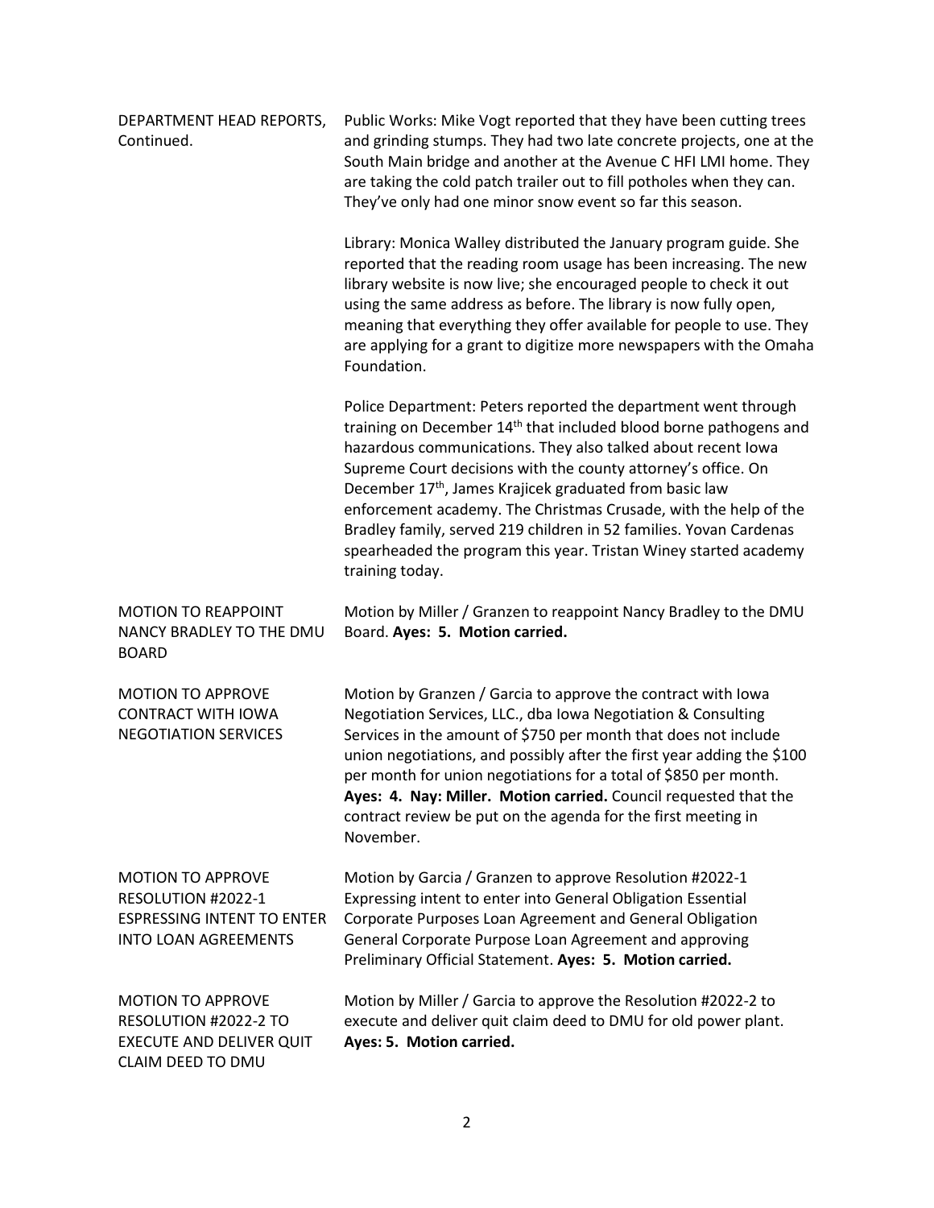**DEPARTMENT HEAD REPORTS, Continued.**

Public Works: Mike Vogt reported that they have been cutting trees and grinding stumps. They had two late concrete projects, one at the South Main bridge and another at the Avenue C HFI LMI home. They are taking the cold patch trailer out to fill potholes when they can. They've only had one minor snow event so far this season.

Library: Monica Walley distributed the January program guide. She reported that the reading room usage has been increasing. The new library website is now live; she encouraged people to check it out using the same address as before. The library is now fully open, meaning that everything they offer available for people to use. They are applying for a grant to digitize more newspapers with the Omaha Foundation.

Police Department: Peters reported the department went through training on December 14th that included blood borne pathogens and hazardous communications. They also talked about recent Iowa Supreme Court decisions with the county attorney's office. On December 17th, James Krajicek graduated from basic law enforcement academy. The Christmas Crusade, with the help of the Bradley family, served 219 children in 52 families. Yovan Cardenas spearheaded the program this year. Tristan Winey started academy training today.

**MOTION TO REAPPOINT NANCY BRADLEY TO THE DMU BOARD**

Motion by Miller / Granzen to reappoint Nancy Bradley to the DMU Board. **Ayes: 5. Motion carried.**

**MOTION TO APPROVE CONTRACT WITH IOWA NEGOTIATION SERVICES**

Motion by Granzen / Garcia to approve the contract with Iowa Negotiation Services, LLC., dba Iowa Negotiation & Consulting Services in the amount of $750 per month that does not include union negotiations, and possibly after the first year adding the $100 per month for union negotiations for a total of $850 per month. **Ayes: 4. Nay: Miller. Motion carried.** Council requested that the contract review be put on the agenda for the first meeting in November.

**MOTION TO APPROVE RESOLUTION #2022-1 ESPRESSING INTENT TO ENTER INTO LOAN AGREEMENTS**

Motion by Garcia / Granzen to approve Resolution #2022-1 Expressing intent to enter into General Obligation Essential Corporate Purposes Loan Agreement and General Obligation General Corporate Purpose Loan Agreement and approving Preliminary Official Statement. **Ayes: 5. Motion carried.**

**MOTION TO APPROVE RESOLUTION #2022-2 TO EXECUTE AND DELIVER QUIT CLAIM DEED TO DMU**

Motion by Miller / Garcia to approve the Resolution #2022-2 to execute and deliver quit claim deed to DMU for old power plant. **Ayes: 5. Motion carried.**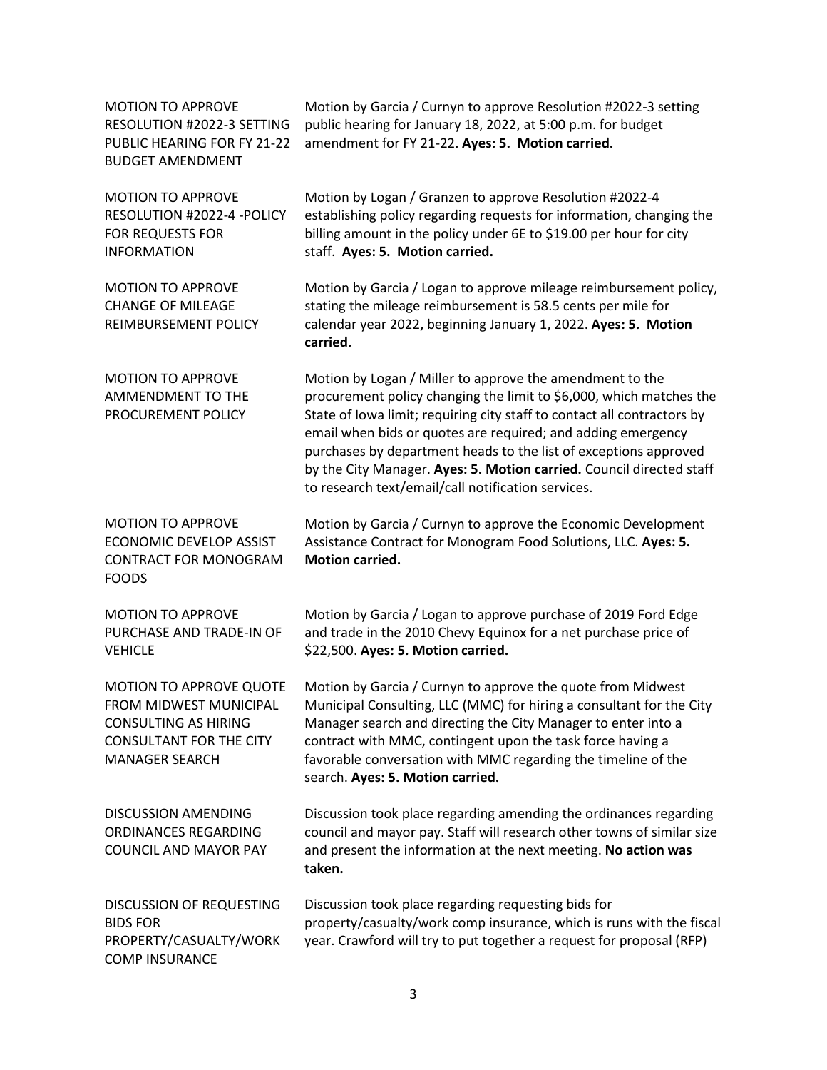| | |
|---|---|
| MOTION TO APPROVE RESOLUTION #2022-3 SETTING PUBLIC HEARING FOR FY 21-22 BUDGET AMENDMENT | Motion by Garcia / Curnyn to approve Resolution #2022-3 setting public hearing for January 18, 2022, at 5:00 p.m. for budget amendment for FY 21-22. **Ayes: 5. Motion carried.** |
| MOTION TO APPROVE RESOLUTION #2022-4 -POLICY FOR REQUESTS FOR INFORMATION | Motion by Logan / Granzen to approve Resolution #2022-4 establishing policy regarding requests for information, changing the billing amount in the policy under 6E to $19.00 per hour for city staff. **Ayes: 5. Motion carried.** |
| MOTION TO APPROVE CHANGE OF MILEAGE REIMBURSEMENT POLICY | Motion by Garcia / Logan to approve mileage reimbursement policy, stating the mileage reimbursement is 58.5 cents per mile for calendar year 2022, beginning January 1, 2022. **Ayes: 5. Motion carried.** |
| MOTION TO APPROVE AMMENDMENT TO THE PROCUREMENT POLICY | Motion by Logan / Miller to approve the amendment to the procurement policy changing the limit to $6,000, which matches the State of Iowa limit; requiring city staff to contact all contractors by email when bids or quotes are required; and adding emergency purchases by department heads to the list of exceptions approved by the City Manager. **Ayes: 5. Motion carried.** Council directed staff to research text/email/call notification services. |
| MOTION TO APPROVE ECONOMIC DEVELOP ASSIST CONTRACT FOR MONOGRAM FOODS | Motion by Garcia / Curnyn to approve the Economic Development Assistance Contract for Monogram Food Solutions, LLC. **Ayes: 5. Motion carried.** |
| MOTION TO APPROVE PURCHASE AND TRADE-IN OF VEHICLE | Motion by Garcia / Logan to approve purchase of 2019 Ford Edge and trade in the 2010 Chevy Equinox for a net purchase price of $22,500. **Ayes: 5. Motion carried.** |
| MOTION TO APPROVE QUOTE FROM MIDWEST MUNICIPAL CONSULTING AS HIRING CONSULTANT FOR THE CITY MANAGER SEARCH | Motion by Garcia / Curnyn to approve the quote from Midwest Municipal Consulting, LLC (MMC) for hiring a consultant for the City Manager search and directing the City Manager to enter into a contract with MMC, contingent upon the task force having a favorable conversation with MMC regarding the timeline of the search. **Ayes: 5. Motion carried.** |
| DISCUSSION AMENDING ORDINANCES REGARDING COUNCIL AND MAYOR PAY | Discussion took place regarding amending the ordinances regarding council and mayor pay. Staff will research other towns of similar size and present the information at the next meeting. **No action was taken.** |
| DISCUSSION OF REQUESTING BIDS FOR PROPERTY/CASUALTY/WORK COMP INSURANCE | Discussion took place regarding requesting bids for property/casualty/work comp insurance, which is runs with the fiscal year. Crawford will try to put together a request for proposal (RFP) |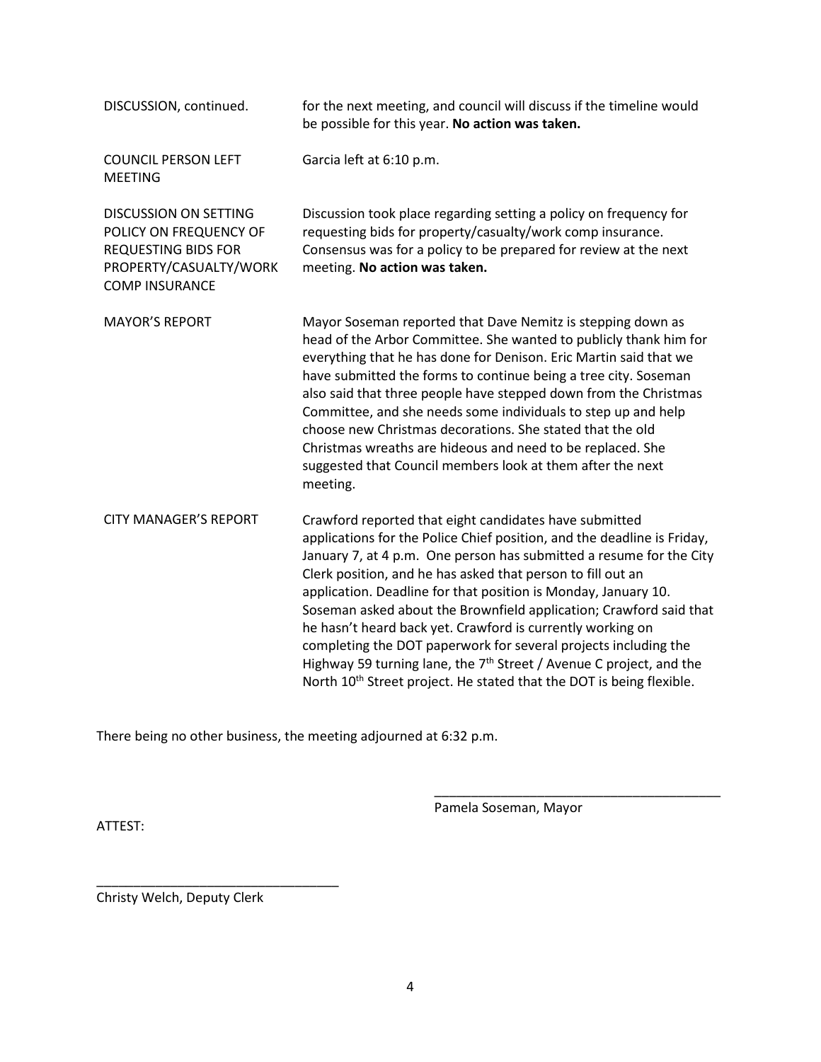| | |
|---|---|
| DISCUSSION, continued. | for the next meeting, and council will discuss if the timeline would be possible for this year. **No action was taken.** |
| COUNCIL PERSON LEFT MEETING | Garcia left at 6:10 p.m. |
| DISCUSSION ON SETTING POLICY ON FREQUENCY OF REQUESTING BIDS FOR PROPERTY/CASUALTY/WORK COMP INSURANCE | Discussion took place regarding setting a policy on frequency for requesting bids for property/casualty/work comp insurance. Consensus was for a policy to be prepared for review at the next meeting. **No action was taken.** |
| MAYOR'S REPORT | Mayor Soseman reported that Dave Nemitz is stepping down as head of the Arbor Committee. She wanted to publicly thank him for everything that he has done for Denison. Eric Martin said that we have submitted the forms to continue being a tree city. Soseman also said that three people have stepped down from the Christmas Committee, and she needs some individuals to step up and help choose new Christmas decorations. She stated that the old Christmas wreaths are hideous and need to be replaced. She suggested that Council members look at them after the next meeting. |
| CITY MANAGER'S REPORT | Crawford reported that eight candidates have submitted applications for the Police Chief position, and the deadline is Friday, January 7, at 4 p.m. One person has submitted a resume for the City Clerk position, and he has asked that person to fill out an application. Deadline for that position is Monday, January 10. Soseman asked about the Brownfield application; Crawford said that he hasn't heard back yet. Crawford is currently working on completing the DOT paperwork for several projects including the Highway 59 turning lane, the 7th Street / Avenue C project, and the North 10th Street project. He stated that the DOT is being flexible. |

There being no other business, the meeting adjourned at 6:32 p.m.

\_\_\_\_\_\_\_\_\_\_\_\_\_\_\_\_\_\_\_\_\_\_\_\_\_\_\_\_\_\_\_\_\_\_\_\_\_\_\_\_
Pamela Soseman, Mayor

ATTEST:

\_\_\_\_\_\_\_\_\_\_\_\_\_\_\_\_\_\_\_\_\_\_\_\_\_\_\_\_\_\_\_\_\_\_
Christy Welch, Deputy Clerk